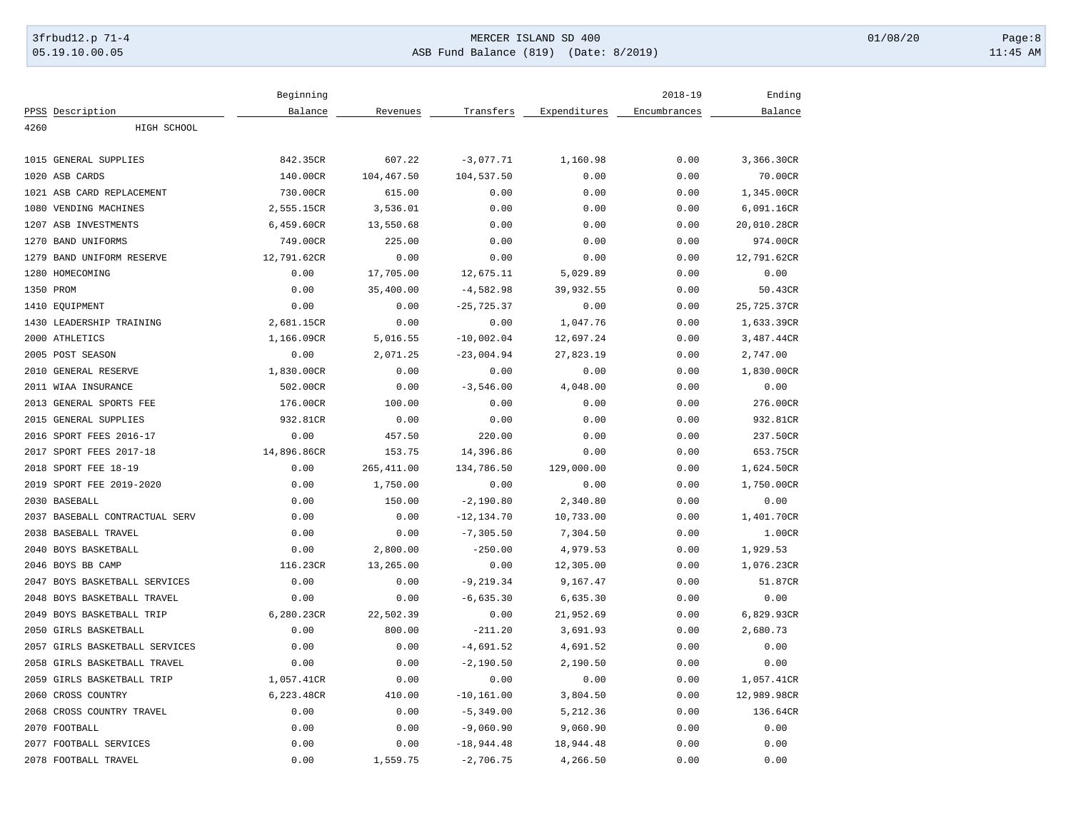# MERCER ISLAND SD 400

## ASB Fund Balance (819) (Date: 8/2019)

| PPSS | Description | Beginning Balance | Revenues | Transfers | Expenditures | 2018-19 Encumbrances | Ending Balance |
|---|---|---|---|---|---|---|---|
| 4260 | HIGH SCHOOL | | | | | | |
| 1015 | GENERAL SUPPLIES | 842.35CR | 607.22 | -3,077.71 | 1,160.98 | 0.00 | 3,366.30CR |
| 1020 | ASB CARDS | 140.00CR | 104,467.50 | 104,537.50 | 0.00 | 0.00 | 70.00CR |
| 1021 | ASB CARD REPLACEMENT | 730.00CR | 615.00 | 0.00 | 0.00 | 0.00 | 1,345.00CR |
| 1080 | VENDING MACHINES | 2,555.15CR | 3,536.01 | 0.00 | 0.00 | 0.00 | 6,091.16CR |
| 1207 | ASB INVESTMENTS | 6,459.60CR | 13,550.68 | 0.00 | 0.00 | 0.00 | 20,010.28CR |
| 1270 | BAND UNIFORMS | 749.00CR | 225.00 | 0.00 | 0.00 | 0.00 | 974.00CR |
| 1279 | BAND UNIFORM RESERVE | 12,791.62CR | 0.00 | 0.00 | 0.00 | 0.00 | 12,791.62CR |
| 1280 | HOMECOMING | 0.00 | 17,705.00 | 12,675.11 | 5,029.89 | 0.00 | 0.00 |
| 1350 | PROM | 0.00 | 35,400.00 | -4,582.98 | 39,932.55 | 0.00 | 50.43CR |
| 1410 | EQUIPMENT | 0.00 | 0.00 | -25,725.37 | 0.00 | 0.00 | 25,725.37CR |
| 1430 | LEADERSHIP TRAINING | 2,681.15CR | 0.00 | 0.00 | 1,047.76 | 0.00 | 1,633.39CR |
| 2000 | ATHLETICS | 1,166.09CR | 5,016.55 | -10,002.04 | 12,697.24 | 0.00 | 3,487.44CR |
| 2005 | POST SEASON | 0.00 | 2,071.25 | -23,004.94 | 27,823.19 | 0.00 | 2,747.00 |
| 2010 | GENERAL RESERVE | 1,830.00CR | 0.00 | 0.00 | 0.00 | 0.00 | 1,830.00CR |
| 2011 | WIAA INSURANCE | 502.00CR | 0.00 | -3,546.00 | 4,048.00 | 0.00 | 0.00 |
| 2013 | GENERAL SPORTS FEE | 176.00CR | 100.00 | 0.00 | 0.00 | 0.00 | 276.00CR |
| 2015 | GENERAL SUPPLIES | 932.81CR | 0.00 | 0.00 | 0.00 | 0.00 | 932.81CR |
| 2016 | SPORT FEES 2016-17 | 0.00 | 457.50 | 220.00 | 0.00 | 0.00 | 237.50CR |
| 2017 | SPORT FEES 2017-18 | 14,896.86CR | 153.75 | 14,396.86 | 0.00 | 0.00 | 653.75CR |
| 2018 | SPORT FEE 18-19 | 0.00 | 265,411.00 | 134,786.50 | 129,000.00 | 0.00 | 1,624.50CR |
| 2019 | SPORT FEE 2019-2020 | 0.00 | 1,750.00 | 0.00 | 0.00 | 0.00 | 1,750.00CR |
| 2030 | BASEBALL | 0.00 | 150.00 | -2,190.80 | 2,340.80 | 0.00 | 0.00 |
| 2037 | BASEBALL CONTRACTUAL SERV | 0.00 | 0.00 | -12,134.70 | 10,733.00 | 0.00 | 1,401.70CR |
| 2038 | BASEBALL TRAVEL | 0.00 | 0.00 | -7,305.50 | 7,304.50 | 0.00 | 1.00CR |
| 2040 | BOYS BASKETBALL | 0.00 | 2,800.00 | -250.00 | 4,979.53 | 0.00 | 1,929.53 |
| 2046 | BOYS BB CAMP | 116.23CR | 13,265.00 | 0.00 | 12,305.00 | 0.00 | 1,076.23CR |
| 2047 | BOYS BASKETBALL SERVICES | 0.00 | 0.00 | -9,219.34 | 9,167.47 | 0.00 | 51.87CR |
| 2048 | BOYS BASKETBALL TRAVEL | 0.00 | 0.00 | -6,635.30 | 6,635.30 | 0.00 | 0.00 |
| 2049 | BOYS BASKETBALL TRIP | 6,280.23CR | 22,502.39 | 0.00 | 21,952.69 | 0.00 | 6,829.93CR |
| 2050 | GIRLS BASKETBALL | 0.00 | 800.00 | -211.20 | 3,691.93 | 0.00 | 2,680.73 |
| 2057 | GIRLS BASKETBALL SERVICES | 0.00 | 0.00 | -4,691.52 | 4,691.52 | 0.00 | 0.00 |
| 2058 | GIRLS BASKETBALL TRAVEL | 0.00 | 0.00 | -2,190.50 | 2,190.50 | 0.00 | 0.00 |
| 2059 | GIRLS BASKETBALL TRIP | 1,057.41CR | 0.00 | 0.00 | 0.00 | 0.00 | 1,057.41CR |
| 2060 | CROSS COUNTRY | 6,223.48CR | 410.00 | -10,161.00 | 3,804.50 | 0.00 | 12,989.98CR |
| 2068 | CROSS COUNTRY TRAVEL | 0.00 | 0.00 | -5,349.00 | 5,212.36 | 0.00 | 136.64CR |
| 2070 | FOOTBALL | 0.00 | 0.00 | -9,060.90 | 9,060.90 | 0.00 | 0.00 |
| 2077 | FOOTBALL SERVICES | 0.00 | 0.00 | -18,944.48 | 18,944.48 | 0.00 | 0.00 |
| 2078 | FOOTBALL TRAVEL | 0.00 | 1,559.75 | -2,706.75 | 4,266.50 | 0.00 | 0.00 |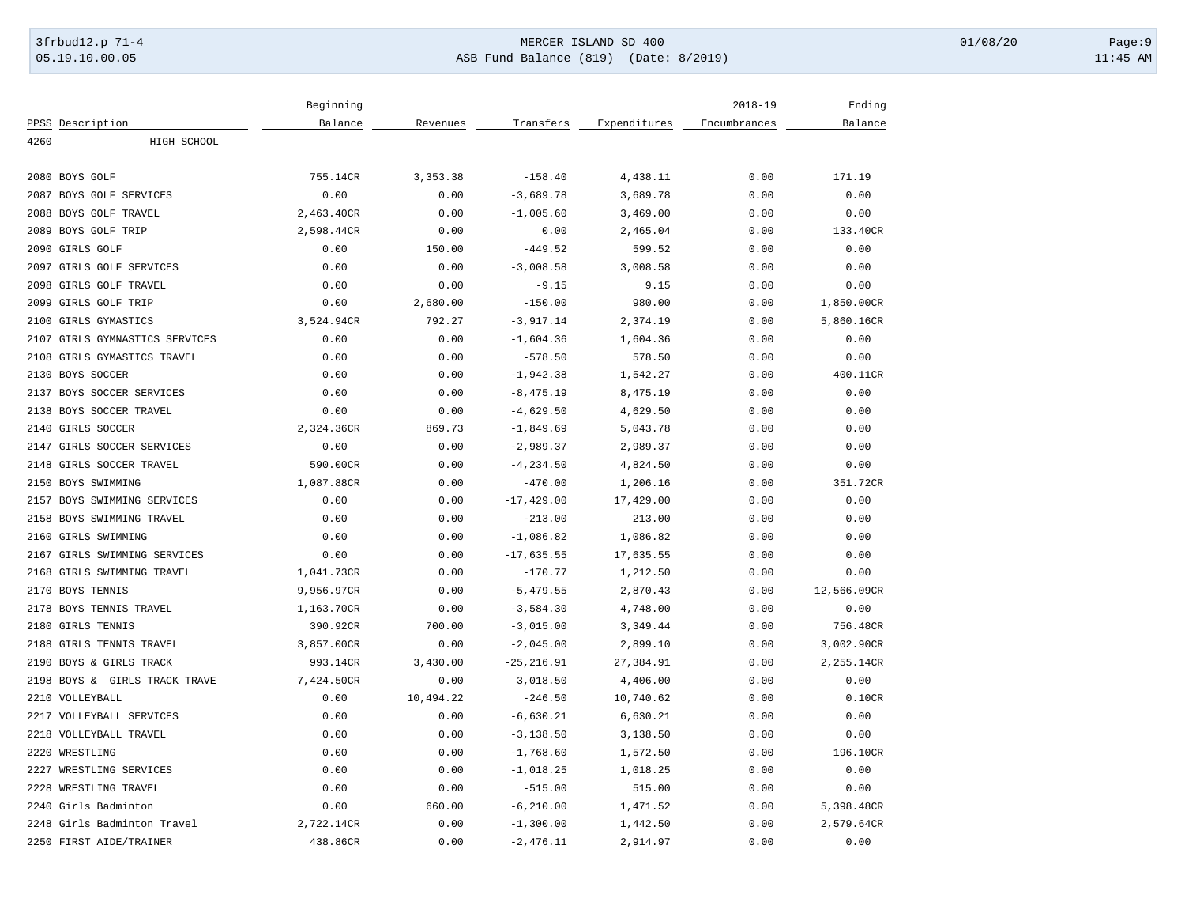| PPSS | Description | Beginning Balance | Revenues | Transfers | Expenditures | 2018-19 Encumbrances | Ending Balance |
|---|---|---|---|---|---|---|---|
| 4260 | HIGH SCHOOL | | | | | | |
| 2080 | BOYS GOLF | 755.14CR | 3,353.38 | -158.40 | 4,438.11 | 0.00 | 171.19 |
| 2087 | BOYS GOLF SERVICES | 0.00 | 0.00 | -3,689.78 | 3,689.78 | 0.00 | 0.00 |
| 2088 | BOYS GOLF TRAVEL | 2,463.40CR | 0.00 | -1,005.60 | 3,469.00 | 0.00 | 0.00 |
| 2089 | BOYS GOLF TRIP | 2,598.44CR | 0.00 | 0.00 | 2,465.04 | 0.00 | 133.40CR |
| 2090 | GIRLS GOLF | 0.00 | 150.00 | -449.52 | 599.52 | 0.00 | 0.00 |
| 2097 | GIRLS GOLF SERVICES | 0.00 | 0.00 | -3,008.58 | 3,008.58 | 0.00 | 0.00 |
| 2098 | GIRLS GOLF TRAVEL | 0.00 | 0.00 | -9.15 | 9.15 | 0.00 | 0.00 |
| 2099 | GIRLS GOLF TRIP | 0.00 | 2,680.00 | -150.00 | 980.00 | 0.00 | 1,850.00CR |
| 2100 | GIRLS GYMASTICS | 3,524.94CR | 792.27 | -3,917.14 | 2,374.19 | 0.00 | 5,860.16CR |
| 2107 | GIRLS GYMNASTICS SERVICES | 0.00 | 0.00 | -1,604.36 | 1,604.36 | 0.00 | 0.00 |
| 2108 | GIRLS GYMASTICS TRAVEL | 0.00 | 0.00 | -578.50 | 578.50 | 0.00 | 0.00 |
| 2130 | BOYS SOCCER | 0.00 | 0.00 | -1,942.38 | 1,542.27 | 0.00 | 400.11CR |
| 2137 | BOYS SOCCER SERVICES | 0.00 | 0.00 | -8,475.19 | 8,475.19 | 0.00 | 0.00 |
| 2138 | BOYS SOCCER TRAVEL | 0.00 | 0.00 | -4,629.50 | 4,629.50 | 0.00 | 0.00 |
| 2140 | GIRLS SOCCER | 2,324.36CR | 869.73 | -1,849.69 | 5,043.78 | 0.00 | 0.00 |
| 2147 | GIRLS SOCCER SERVICES | 0.00 | 0.00 | -2,989.37 | 2,989.37 | 0.00 | 0.00 |
| 2148 | GIRLS SOCCER TRAVEL | 590.00CR | 0.00 | -4,234.50 | 4,824.50 | 0.00 | 0.00 |
| 2150 | BOYS SWIMMING | 1,087.88CR | 0.00 | -470.00 | 1,206.16 | 0.00 | 351.72CR |
| 2157 | BOYS SWIMMING SERVICES | 0.00 | 0.00 | -17,429.00 | 17,429.00 | 0.00 | 0.00 |
| 2158 | BOYS SWIMMING TRAVEL | 0.00 | 0.00 | -213.00 | 213.00 | 0.00 | 0.00 |
| 2160 | GIRLS SWIMMING | 0.00 | 0.00 | -1,086.82 | 1,086.82 | 0.00 | 0.00 |
| 2167 | GIRLS SWIMMING SERVICES | 0.00 | 0.00 | -17,635.55 | 17,635.55 | 0.00 | 0.00 |
| 2168 | GIRLS SWIMMING TRAVEL | 1,041.73CR | 0.00 | -170.77 | 1,212.50 | 0.00 | 0.00 |
| 2170 | BOYS TENNIS | 9,956.97CR | 0.00 | -5,479.55 | 2,870.43 | 0.00 | 12,566.09CR |
| 2178 | BOYS TENNIS TRAVEL | 1,163.70CR | 0.00 | -3,584.30 | 4,748.00 | 0.00 | 0.00 |
| 2180 | GIRLS TENNIS | 390.92CR | 700.00 | -3,015.00 | 3,349.44 | 0.00 | 756.48CR |
| 2188 | GIRLS TENNIS TRAVEL | 3,857.00CR | 0.00 | -2,045.00 | 2,899.10 | 0.00 | 3,002.90CR |
| 2190 | BOYS & GIRLS TRACK | 993.14CR | 3,430.00 | -25,216.91 | 27,384.91 | 0.00 | 2,255.14CR |
| 2198 | BOYS & GIRLS TRACK TRAVE | 7,424.50CR | 0.00 | 3,018.50 | 4,406.00 | 0.00 | 0.00 |
| 2210 | VOLLEYBALL | 0.00 | 10,494.22 | -246.50 | 10,740.62 | 0.00 | 0.10CR |
| 2217 | VOLLEYBALL SERVICES | 0.00 | 0.00 | -6,630.21 | 6,630.21 | 0.00 | 0.00 |
| 2218 | VOLLEYBALL TRAVEL | 0.00 | 0.00 | -3,138.50 | 3,138.50 | 0.00 | 0.00 |
| 2220 | WRESTLING | 0.00 | 0.00 | -1,768.60 | 1,572.50 | 0.00 | 196.10CR |
| 2227 | WRESTLING SERVICES | 0.00 | 0.00 | -1,018.25 | 1,018.25 | 0.00 | 0.00 |
| 2228 | WRESTLING TRAVEL | 0.00 | 0.00 | -515.00 | 515.00 | 0.00 | 0.00 |
| 2240 | Girls Badminton | 0.00 | 660.00 | -6,210.00 | 1,471.52 | 0.00 | 5,398.48CR |
| 2248 | Girls Badminton Travel | 2,722.14CR | 0.00 | -1,300.00 | 1,442.50 | 0.00 | 2,579.64CR |
| 2250 | FIRST AIDE/TRAINER | 438.86CR | 0.00 | -2,476.11 | 2,914.97 | 0.00 | 0.00 |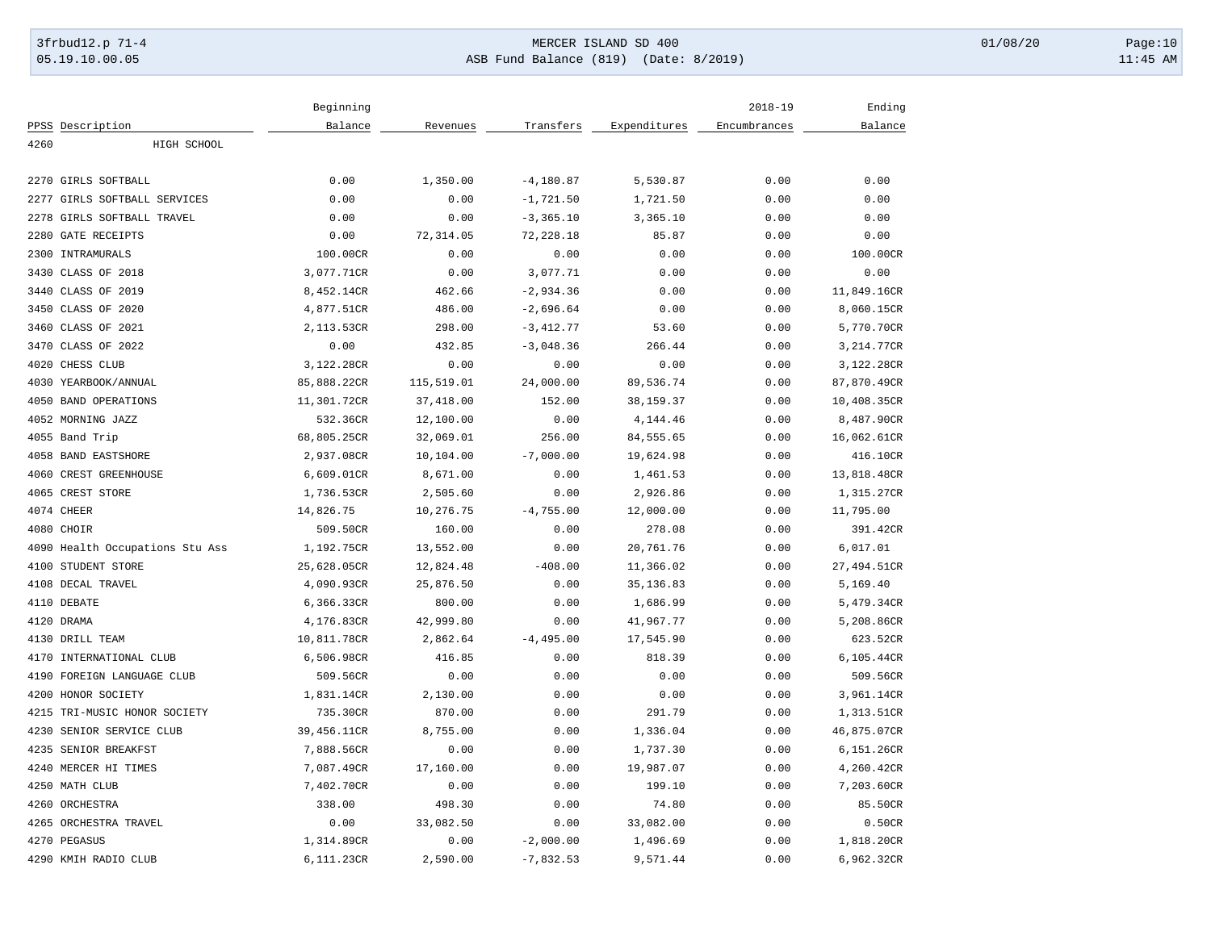| PPSS | Description | Beginning Balance | Revenues | Transfers | Expenditures | 2018-19 Encumbrances | Ending Balance |
|---|---|---|---|---|---|---|---|
| 4260 | HIGH SCHOOL | | | | | | |
| 2270 | GIRLS SOFTBALL | 0.00 | 1,350.00 | -4,180.87 | 5,530.87 | 0.00 | 0.00 |
| 2277 | GIRLS SOFTBALL SERVICES | 0.00 | 0.00 | -1,721.50 | 1,721.50 | 0.00 | 0.00 |
| 2278 | GIRLS SOFTBALL TRAVEL | 0.00 | 0.00 | -3,365.10 | 3,365.10 | 0.00 | 0.00 |
| 2280 | GATE RECEIPTS | 0.00 | 72,314.05 | 72,228.18 | 85.87 | 0.00 | 0.00 |
| 2300 | INTRAMURALS | 100.00CR | 0.00 | 0.00 | 0.00 | 0.00 | 100.00CR |
| 3430 | CLASS OF 2018 | 3,077.71CR | 0.00 | 3,077.71 | 0.00 | 0.00 | 0.00 |
| 3440 | CLASS OF 2019 | 8,452.14CR | 462.66 | -2,934.36 | 0.00 | 0.00 | 11,849.16CR |
| 3450 | CLASS OF 2020 | 4,877.51CR | 486.00 | -2,696.64 | 0.00 | 0.00 | 8,060.15CR |
| 3460 | CLASS OF 2021 | 2,113.53CR | 298.00 | -3,412.77 | 53.60 | 0.00 | 5,770.70CR |
| 3470 | CLASS OF 2022 | 0.00 | 432.85 | -3,048.36 | 266.44 | 0.00 | 3,214.77CR |
| 4020 | CHESS CLUB | 3,122.28CR | 0.00 | 0.00 | 0.00 | 0.00 | 3,122.28CR |
| 4030 | YEARBOOK/ANNUAL | 85,888.22CR | 115,519.01 | 24,000.00 | 89,536.74 | 0.00 | 87,870.49CR |
| 4050 | BAND OPERATIONS | 11,301.72CR | 37,418.00 | 152.00 | 38,159.37 | 0.00 | 10,408.35CR |
| 4052 | MORNING JAZZ | 532.36CR | 12,100.00 | 0.00 | 4,144.46 | 0.00 | 8,487.90CR |
| 4055 | Band Trip | 68,805.25CR | 32,069.01 | 256.00 | 84,555.65 | 0.00 | 16,062.61CR |
| 4058 | BAND EASTSHORE | 2,937.08CR | 10,104.00 | -7,000.00 | 19,624.98 | 0.00 | 416.10CR |
| 4060 | CREST GREENHOUSE | 6,609.01CR | 8,671.00 | 0.00 | 1,461.53 | 0.00 | 13,818.48CR |
| 4065 | CREST STORE | 1,736.53CR | 2,505.60 | 0.00 | 2,926.86 | 0.00 | 1,315.27CR |
| 4074 | CHEER | 14,826.75 | 10,276.75 | -4,755.00 | 12,000.00 | 0.00 | 11,795.00 |
| 4080 | CHOIR | 509.50CR | 160.00 | 0.00 | 278.08 | 0.00 | 391.42CR |
| 4090 | Health Occupations Stu Ass | 1,192.75CR | 13,552.00 | 0.00 | 20,761.76 | 0.00 | 6,017.01 |
| 4100 | STUDENT STORE | 25,628.05CR | 12,824.48 | -408.00 | 11,366.02 | 0.00 | 27,494.51CR |
| 4108 | DECAL TRAVEL | 4,090.93CR | 25,876.50 | 0.00 | 35,136.83 | 0.00 | 5,169.40 |
| 4110 | DEBATE | 6,366.33CR | 800.00 | 0.00 | 1,686.99 | 0.00 | 5,479.34CR |
| 4120 | DRAMA | 4,176.83CR | 42,999.80 | 0.00 | 41,967.77 | 0.00 | 5,208.86CR |
| 4130 | DRILL TEAM | 10,811.78CR | 2,862.64 | -4,495.00 | 17,545.90 | 0.00 | 623.52CR |
| 4170 | INTERNATIONAL CLUB | 6,506.98CR | 416.85 | 0.00 | 818.39 | 0.00 | 6,105.44CR |
| 4190 | FOREIGN LANGUAGE CLUB | 509.56CR | 0.00 | 0.00 | 0.00 | 0.00 | 509.56CR |
| 4200 | HONOR SOCIETY | 1,831.14CR | 2,130.00 | 0.00 | 0.00 | 0.00 | 3,961.14CR |
| 4215 | TRI-MUSIC HONOR SOCIETY | 735.30CR | 870.00 | 0.00 | 291.79 | 0.00 | 1,313.51CR |
| 4230 | SENIOR SERVICE CLUB | 39,456.11CR | 8,755.00 | 0.00 | 1,336.04 | 0.00 | 46,875.07CR |
| 4235 | SENIOR BREAKFST | 7,888.56CR | 0.00 | 0.00 | 1,737.30 | 0.00 | 6,151.26CR |
| 4240 | MERCER HI TIMES | 7,087.49CR | 17,160.00 | 0.00 | 19,987.07 | 0.00 | 4,260.42CR |
| 4250 | MATH CLUB | 7,402.70CR | 0.00 | 0.00 | 199.10 | 0.00 | 7,203.60CR |
| 4260 | ORCHESTRA | 338.00 | 498.30 | 0.00 | 74.80 | 0.00 | 85.50CR |
| 4265 | ORCHESTRA TRAVEL | 0.00 | 33,082.50 | 0.00 | 33,082.00 | 0.00 | 0.50CR |
| 4270 | PEGASUS | 1,314.89CR | 0.00 | -2,000.00 | 1,496.69 | 0.00 | 1,818.20CR |
| 4290 | KMIH RADIO CLUB | 6,111.23CR | 2,590.00 | -7,832.53 | 9,571.44 | 0.00 | 6,962.32CR |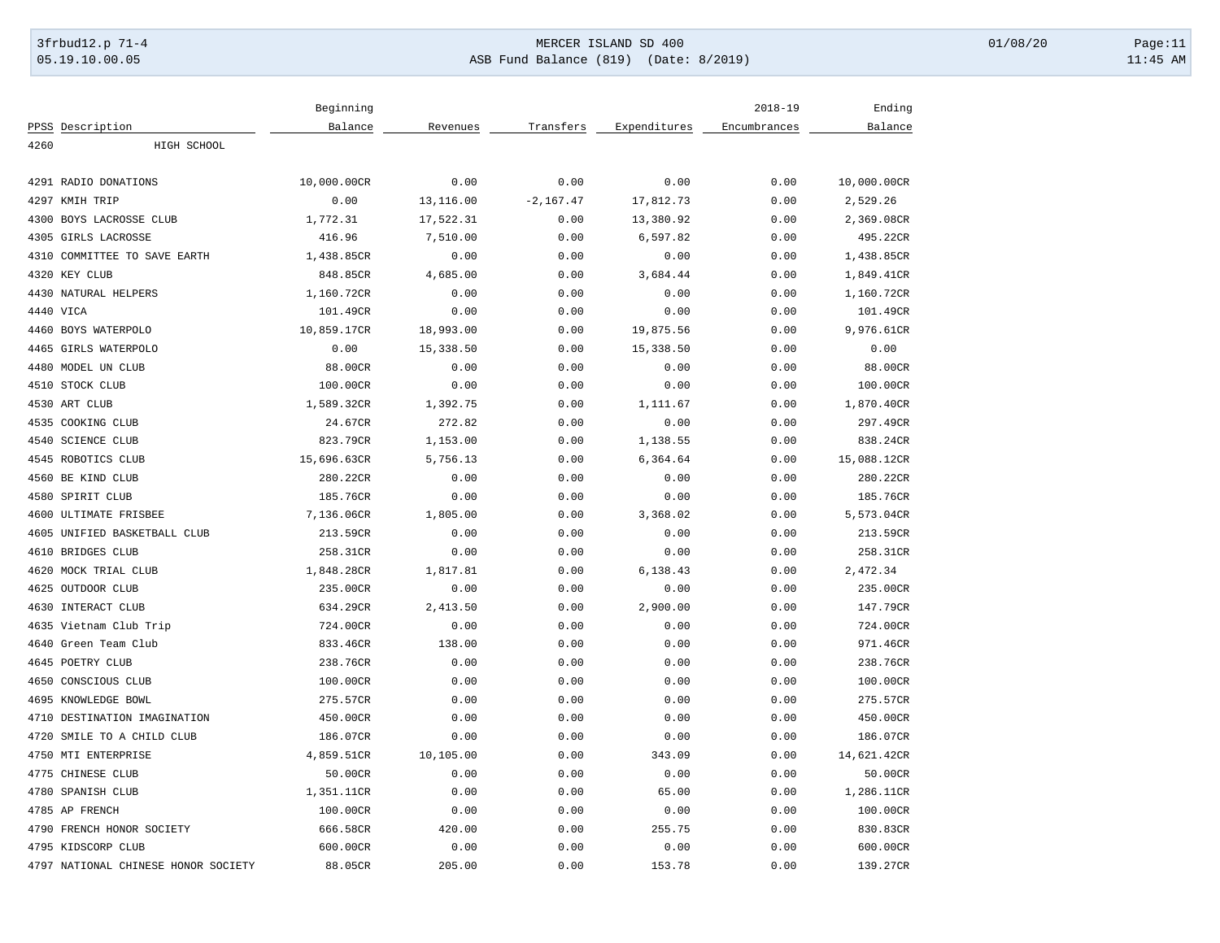| PPSS | Description | Beginning Balance | Revenues | Transfers | Expenditures | 2018-19 Encumbrances | Ending Balance |
|---|---|---|---|---|---|---|---|
| 4260 | HIGH SCHOOL | | | | | | |
| 4291 | RADIO DONATIONS | 10,000.00CR | 0.00 | 0.00 | 0.00 | 0.00 | 10,000.00CR |
| 4297 | KMIH TRIP | 0.00 | 13,116.00 | -2,167.47 | 17,812.73 | 0.00 | 2,529.26 |
| 4300 | BOYS LACROSSE CLUB | 1,772.31 | 17,522.31 | 0.00 | 13,380.92 | 0.00 | 2,369.08CR |
| 4305 | GIRLS LACROSSE | 416.96 | 7,510.00 | 0.00 | 6,597.82 | 0.00 | 495.22CR |
| 4310 | COMMITTEE TO SAVE EARTH | 1,438.85CR | 0.00 | 0.00 | 0.00 | 0.00 | 1,438.85CR |
| 4320 | KEY CLUB | 848.85CR | 4,685.00 | 0.00 | 3,684.44 | 0.00 | 1,849.41CR |
| 4430 | NATURAL HELPERS | 1,160.72CR | 0.00 | 0.00 | 0.00 | 0.00 | 1,160.72CR |
| 4440 | VICA | 101.49CR | 0.00 | 0.00 | 0.00 | 0.00 | 101.49CR |
| 4460 | BOYS WATERPOLO | 10,859.17CR | 18,993.00 | 0.00 | 19,875.56 | 0.00 | 9,976.61CR |
| 4465 | GIRLS WATERPOLO | 0.00 | 15,338.50 | 0.00 | 15,338.50 | 0.00 | 0.00 |
| 4480 | MODEL UN CLUB | 88.00CR | 0.00 | 0.00 | 0.00 | 0.00 | 88.00CR |
| 4510 | STOCK CLUB | 100.00CR | 0.00 | 0.00 | 0.00 | 0.00 | 100.00CR |
| 4530 | ART CLUB | 1,589.32CR | 1,392.75 | 0.00 | 1,111.67 | 0.00 | 1,870.40CR |
| 4535 | COOKING CLUB | 24.67CR | 272.82 | 0.00 | 0.00 | 0.00 | 297.49CR |
| 4540 | SCIENCE CLUB | 823.79CR | 1,153.00 | 0.00 | 1,138.55 | 0.00 | 838.24CR |
| 4545 | ROBOTICS CLUB | 15,696.63CR | 5,756.13 | 0.00 | 6,364.64 | 0.00 | 15,088.12CR |
| 4560 | BE KIND CLUB | 280.22CR | 0.00 | 0.00 | 0.00 | 0.00 | 280.22CR |
| 4580 | SPIRIT CLUB | 185.76CR | 0.00 | 0.00 | 0.00 | 0.00 | 185.76CR |
| 4600 | ULTIMATE FRISBEE | 7,136.06CR | 1,805.00 | 0.00 | 3,368.02 | 0.00 | 5,573.04CR |
| 4605 | UNIFIED BASKETBALL CLUB | 213.59CR | 0.00 | 0.00 | 0.00 | 0.00 | 213.59CR |
| 4610 | BRIDGES CLUB | 258.31CR | 0.00 | 0.00 | 0.00 | 0.00 | 258.31CR |
| 4620 | MOCK TRIAL CLUB | 1,848.28CR | 1,817.81 | 0.00 | 6,138.43 | 0.00 | 2,472.34 |
| 4625 | OUTDOOR CLUB | 235.00CR | 0.00 | 0.00 | 0.00 | 0.00 | 235.00CR |
| 4630 | INTERACT CLUB | 634.29CR | 2,413.50 | 0.00 | 2,900.00 | 0.00 | 147.79CR |
| 4635 | Vietnam Club Trip | 724.00CR | 0.00 | 0.00 | 0.00 | 0.00 | 724.00CR |
| 4640 | Green Team Club | 833.46CR | 138.00 | 0.00 | 0.00 | 0.00 | 971.46CR |
| 4645 | POETRY CLUB | 238.76CR | 0.00 | 0.00 | 0.00 | 0.00 | 238.76CR |
| 4650 | CONSCIOUS CLUB | 100.00CR | 0.00 | 0.00 | 0.00 | 0.00 | 100.00CR |
| 4695 | KNOWLEDGE BOWL | 275.57CR | 0.00 | 0.00 | 0.00 | 0.00 | 275.57CR |
| 4710 | DESTINATION IMAGINATION | 450.00CR | 0.00 | 0.00 | 0.00 | 0.00 | 450.00CR |
| 4720 | SMILE TO A CHILD CLUB | 186.07CR | 0.00 | 0.00 | 0.00 | 0.00 | 186.07CR |
| 4750 | MTI ENTERPRISE | 4,859.51CR | 10,105.00 | 0.00 | 343.09 | 0.00 | 14,621.42CR |
| 4775 | CHINESE CLUB | 50.00CR | 0.00 | 0.00 | 0.00 | 0.00 | 50.00CR |
| 4780 | SPANISH CLUB | 1,351.11CR | 0.00 | 0.00 | 65.00 | 0.00 | 1,286.11CR |
| 4785 | AP FRENCH | 100.00CR | 0.00 | 0.00 | 0.00 | 0.00 | 100.00CR |
| 4790 | FRENCH HONOR SOCIETY | 666.58CR | 420.00 | 0.00 | 255.75 | 0.00 | 830.83CR |
| 4795 | KIDSCORP CLUB | 600.00CR | 0.00 | 0.00 | 0.00 | 0.00 | 600.00CR |
| 4797 | NATIONAL CHINESE HONOR SOCIETY | 88.05CR | 205.00 | 0.00 | 153.78 | 0.00 | 139.27CR |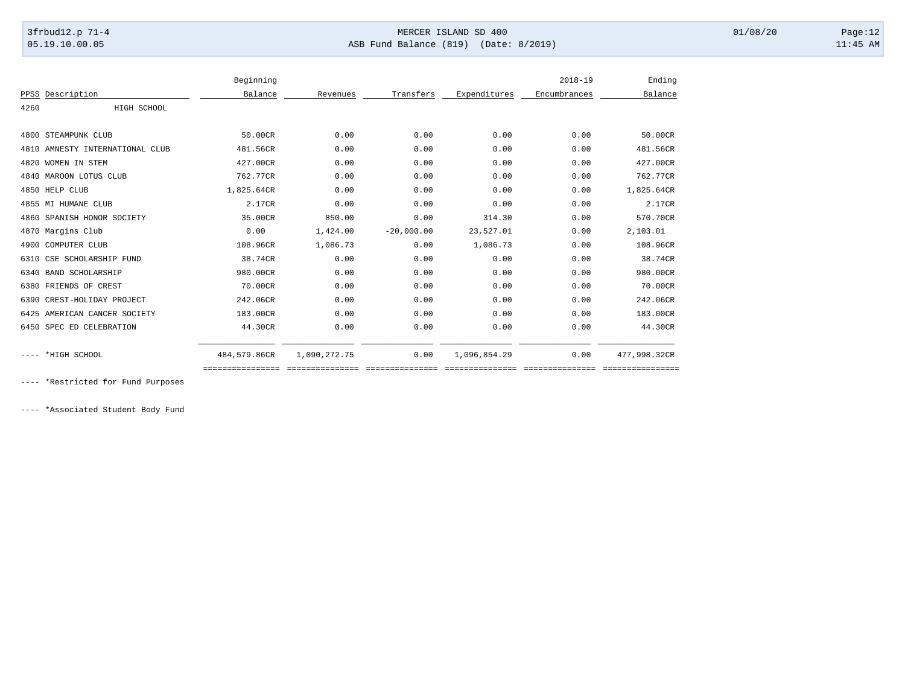| PPSS | Description | Beginning Balance | Revenues | Transfers | Expenditures | 2018-19 Encumbrances | Ending Balance |
|---|---|---|---|---|---|---|---|
| 4260 | HIGH SCHOOL | | | | | | |
| 4800 | STEAMPUNK CLUB | 50.00CR | 0.00 | 0.00 | 0.00 | 0.00 | 50.00CR |
| 4810 | AMNESTY INTERNATIONAL CLUB | 481.56CR | 0.00 | 0.00 | 0.00 | 0.00 | 481.56CR |
| 4820 | WOMEN IN STEM | 427.00CR | 0.00 | 0.00 | 0.00 | 0.00 | 427.00CR |
| 4840 | MAROON LOTUS CLUB | 762.77CR | 0.00 | 0.00 | 0.00 | 0.00 | 762.77CR |
| 4850 | HELP CLUB | 1,825.64CR | 0.00 | 0.00 | 0.00 | 0.00 | 1,825.64CR |
| 4855 | MI HUMANE CLUB | 2.17CR | 0.00 | 0.00 | 0.00 | 0.00 | 2.17CR |
| 4860 | SPANISH HONOR SOCIETY | 35.00CR | 850.00 | 0.00 | 314.30 | 0.00 | 570.70CR |
| 4870 | Margins Club | 0.00 | 1,424.00 | -20,000.00 | 23,527.01 | 0.00 | 2,103.01 |
| 4900 | COMPUTER CLUB | 108.96CR | 1,086.73 | 0.00 | 1,086.73 | 0.00 | 108.96CR |
| 6310 | CSE SCHOLARSHIP FUND | 38.74CR | 0.00 | 0.00 | 0.00 | 0.00 | 38.74CR |
| 6340 | BAND SCHOLARSHIP | 980.00CR | 0.00 | 0.00 | 0.00 | 0.00 | 980.00CR |
| 6380 | FRIENDS OF CREST | 70.00CR | 0.00 | 0.00 | 0.00 | 0.00 | 70.00CR |
| 6390 | CREST-HOLIDAY PROJECT | 242.06CR | 0.00 | 0.00 | 0.00 | 0.00 | 242.06CR |
| 6425 | AMERICAN CANCER SOCIETY | 183.00CR | 0.00 | 0.00 | 0.00 | 0.00 | 183.00CR |
| 6450 | SPEC ED CELEBRATION | 44.30CR | 0.00 | 0.00 | 0.00 | 0.00 | 44.30CR |
| ---- | *HIGH SCHOOL | 484,579.86CR | 1,090,272.75 | 0.00 | 1,096,854.29 | 0.00 | 477,998.32CR |

---- *Restricted for Fund Purposes

---- *Associated Student Body Fund